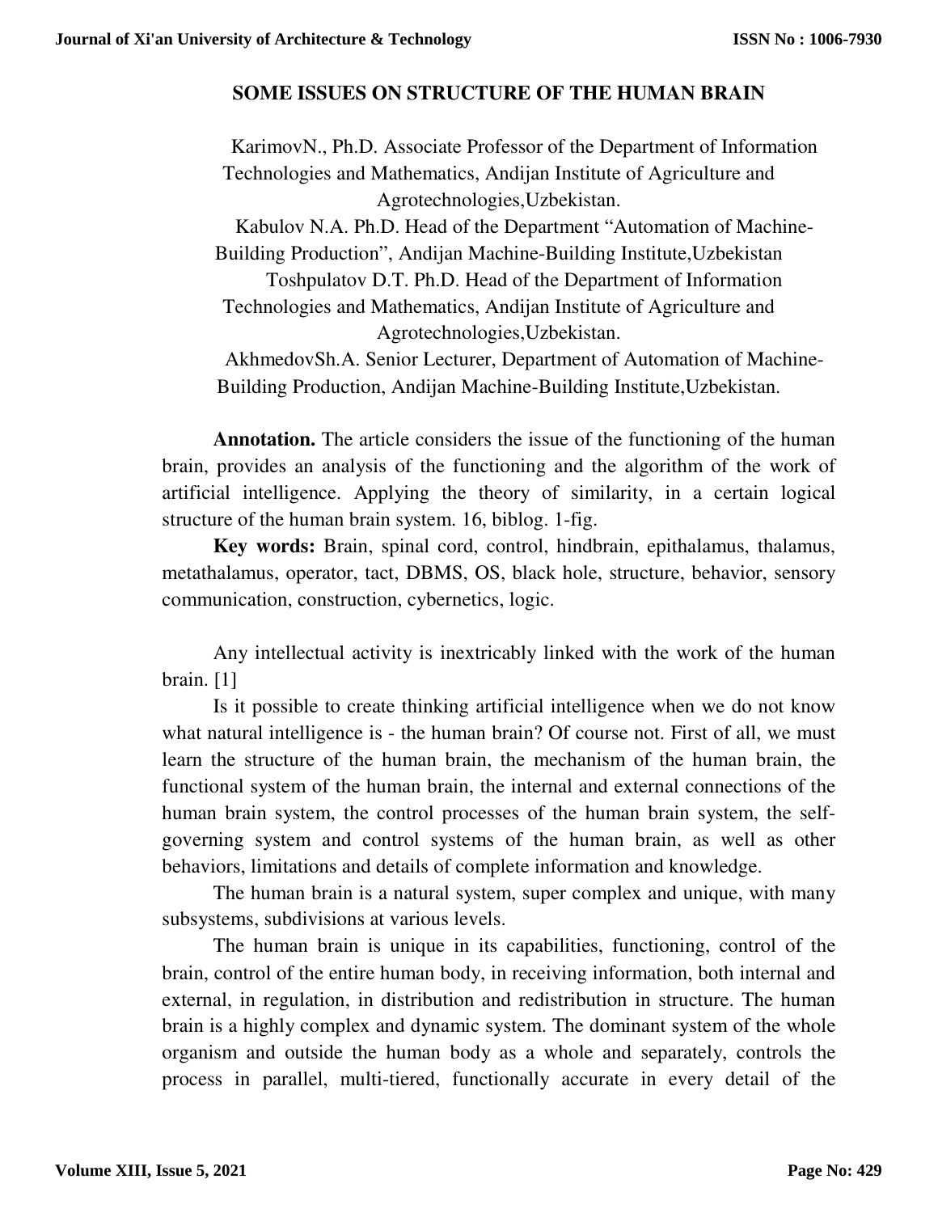# SOME ISSUES ON STRUCTURE OF THE HUMAN BRAIN

KarimovN., Ph.D. Associate Professor of the Department of Information Technologies and Mathematics, Andijan Institute of Agriculture and Agrotechnologies,Uzbekistan.

Kabulov N.A. Ph.D. Head of the Department "Automation of Machine-Building Production", Andijan Machine-Building Institute,Uzbekistan

Toshpulatov D.T. Ph.D. Head of the Department of Information Technologies and Mathematics, Andijan Institute of Agriculture and Agrotechnologies,Uzbekistan.

AkhmedovSh.A. Senior Lecturer, Department of Automation of Machine-Building Production, Andijan Machine-Building Institute,Uzbekistan.

**Annotation.** The article considers the issue of the functioning of the human brain, provides an analysis of the functioning and the algorithm of the work of artificial intelligence. Applying the theory of similarity, in a certain logical structure of the human brain system. 16, biblog. 1-fig.

**Key words:** Brain, spinal cord, control, hindbrain, epithalamus, thalamus, metathalamus, operator, tact, DBMS, OS, black hole, structure, behavior, sensory communication, construction, cybernetics, logic.

Any intellectual activity is inextricably linked with the work of the human brain. [1]

Is it possible to create thinking artificial intelligence when we do not know what natural intelligence is - the human brain? Of course not. First of all, we must learn the structure of the human brain, the mechanism of the human brain, the functional system of the human brain, the internal and external connections of the human brain system, the control processes of the human brain system, the self-governing system and control systems of the human brain, as well as other behaviors, limitations and details of complete information and knowledge.

The human brain is a natural system, super complex and unique, with many subsystems, subdivisions at various levels.

The human brain is unique in its capabilities, functioning, control of the brain, control of the entire human body, in receiving information, both internal and external, in regulation, in distribution and redistribution in structure. The human brain is a highly complex and dynamic system. The dominant system of the whole organism and outside the human body as a whole and separately, controls the process in parallel, multi-tiered, functionally accurate in every detail of the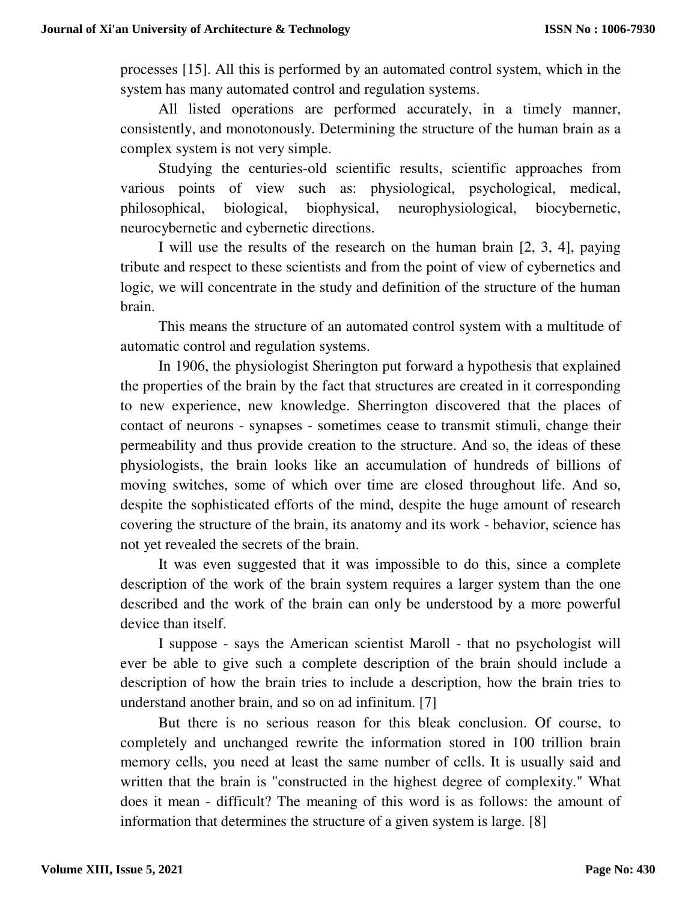processes [15]. All this is performed by an automated control system, which in the system has many automated control and regulation systems.

All listed operations are performed accurately, in a timely manner, consistently, and monotonously. Determining the structure of the human brain as a complex system is not very simple.

Studying the centuries-old scientific results, scientific approaches from various points of view such as: physiological, psychological, medical, philosophical, biological, biophysical, neurophysiological, biocybernetic, neurocybernetic and cybernetic directions.

I will use the results of the research on the human brain [2, 3, 4], paying tribute and respect to these scientists and from the point of view of cybernetics and logic, we will concentrate in the study and definition of the structure of the human brain.

This means the structure of an automated control system with a multitude of automatic control and regulation systems.

In 1906, the physiologist Sherington put forward a hypothesis that explained the properties of the brain by the fact that structures are created in it corresponding to new experience, new knowledge. Sherrington discovered that the places of contact of neurons - synapses - sometimes cease to transmit stimuli, change their permeability and thus provide creation to the structure. And so, the ideas of these physiologists, the brain looks like an accumulation of hundreds of billions of moving switches, some of which over time are closed throughout life. And so, despite the sophisticated efforts of the mind, despite the huge amount of research covering the structure of the brain, its anatomy and its work - behavior, science has not yet revealed the secrets of the brain.

It was even suggested that it was impossible to do this, since a complete description of the work of the brain system requires a larger system than the one described and the work of the brain can only be understood by a more powerful device than itself.

I suppose - says the American scientist Maroll - that no psychologist will ever be able to give such a complete description of the brain should include a description of how the brain tries to include a description, how the brain tries to understand another brain, and so on ad infinitum. [7]

But there is no serious reason for this bleak conclusion. Of course, to completely and unchanged rewrite the information stored in 100 trillion brain memory cells, you need at least the same number of cells. It is usually said and written that the brain is "constructed in the highest degree of complexity." What does it mean - difficult? The meaning of this word is as follows: the amount of information that determines the structure of a given system is large. [8]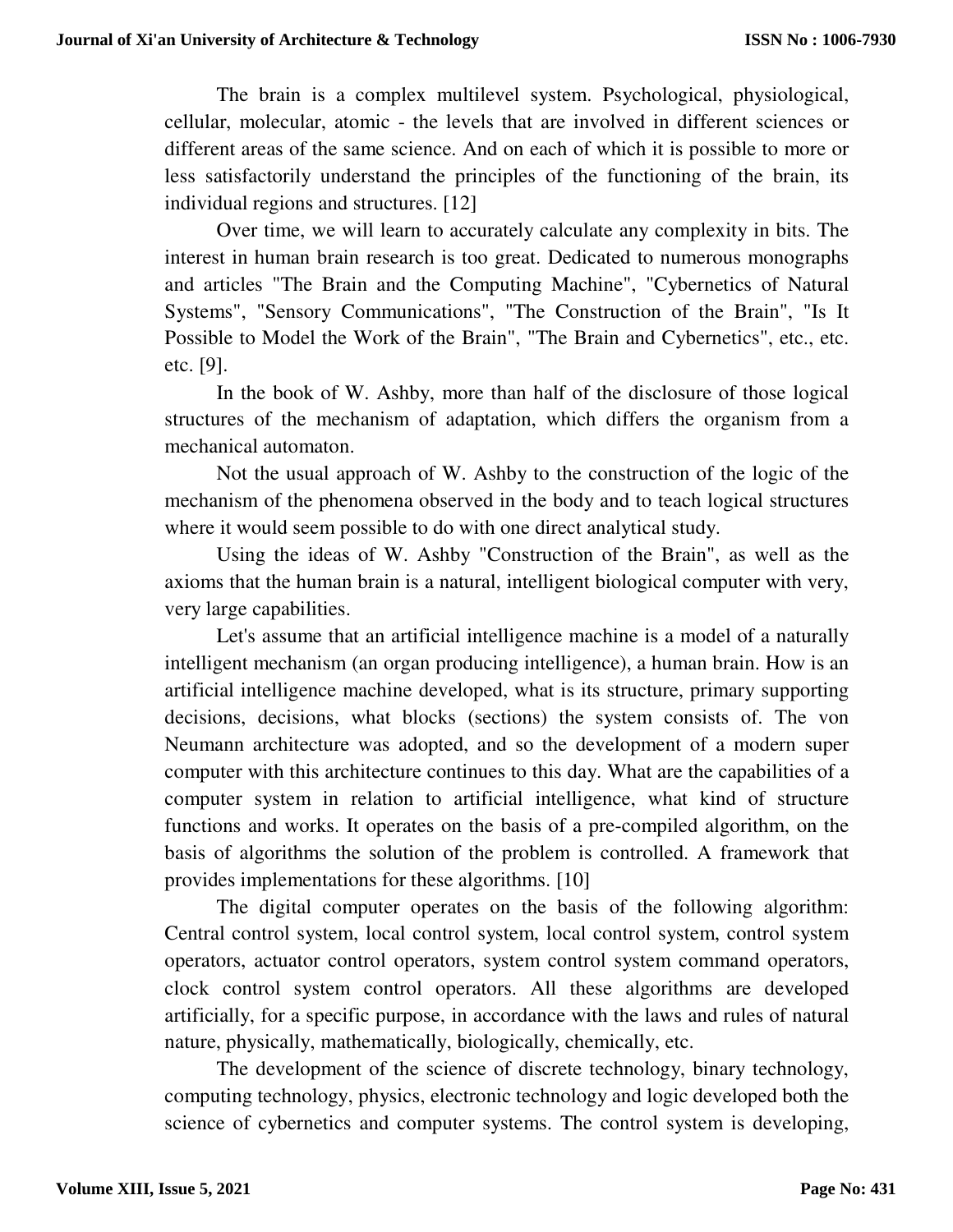The brain is a complex multilevel system. Psychological, physiological, cellular, molecular, atomic - the levels that are involved in different sciences or different areas of the same science. And on each of which it is possible to more or less satisfactorily understand the principles of the functioning of the brain, its individual regions and structures. [12]

Over time, we will learn to accurately calculate any complexity in bits. The interest in human brain research is too great. Dedicated to numerous monographs and articles "The Brain and the Computing Machine", "Cybernetics of Natural Systems", "Sensory Communications", "The Construction of the Brain", "Is It Possible to Model the Work of the Brain", "The Brain and Cybernetics", etc., etc. etc. [9].

In the book of W. Ashby, more than half of the disclosure of those logical structures of the mechanism of adaptation, which differs the organism from a mechanical automaton.

Not the usual approach of W. Ashby to the construction of the logic of the mechanism of the phenomena observed in the body and to teach logical structures where it would seem possible to do with one direct analytical study.

Using the ideas of W. Ashby "Construction of the Brain", as well as the axioms that the human brain is a natural, intelligent biological computer with very, very large capabilities.

Let's assume that an artificial intelligence machine is a model of a naturally intelligent mechanism (an organ producing intelligence), a human brain. How is an artificial intelligence machine developed, what is its structure, primary supporting decisions, decisions, what blocks (sections) the system consists of. The von Neumann architecture was adopted, and so the development of a modern super computer with this architecture continues to this day. What are the capabilities of a computer system in relation to artificial intelligence, what kind of structure functions and works. It operates on the basis of a pre-compiled algorithm, on the basis of algorithms the solution of the problem is controlled. A framework that provides implementations for these algorithms. [10]

The digital computer operates on the basis of the following algorithm: Central control system, local control system, local control system, control system operators, actuator control operators, system control system command operators, clock control system control operators. All these algorithms are developed artificially, for a specific purpose, in accordance with the laws and rules of natural nature, physically, mathematically, biologically, chemically, etc.

The development of the science of discrete technology, binary technology, computing technology, physics, electronic technology and logic developed both the science of cybernetics and computer systems. The control system is developing,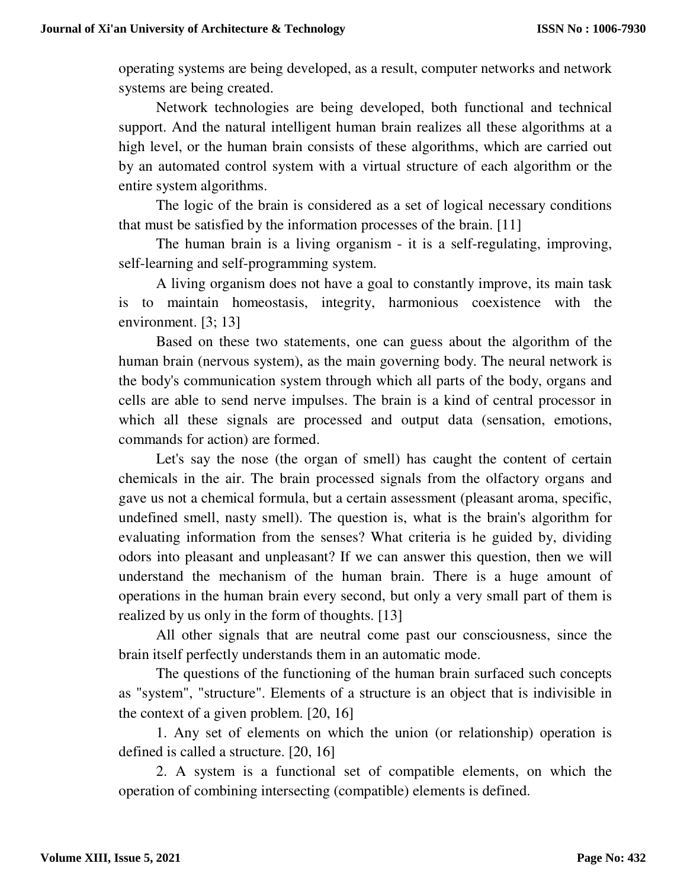operating systems are being developed, as a result, computer networks and network systems are being created.

Network technologies are being developed, both functional and technical support. And the natural intelligent human brain realizes all these algorithms at a high level, or the human brain consists of these algorithms, which are carried out by an automated control system with a virtual structure of each algorithm or the entire system algorithms.

The logic of the brain is considered as a set of logical necessary conditions that must be satisfied by the information processes of the brain. [11]

The human brain is a living organism - it is a self-regulating, improving, self-learning and self-programming system.

A living organism does not have a goal to constantly improve, its main task is to maintain homeostasis, integrity, harmonious coexistence with the environment. [3; 13]

Based on these two statements, one can guess about the algorithm of the human brain (nervous system), as the main governing body. The neural network is the body's communication system through which all parts of the body, organs and cells are able to send nerve impulses. The brain is a kind of central processor in which all these signals are processed and output data (sensation, emotions, commands for action) are formed.

Let's say the nose (the organ of smell) has caught the content of certain chemicals in the air. The brain processed signals from the olfactory organs and gave us not a chemical formula, but a certain assessment (pleasant aroma, specific, undefined smell, nasty smell). The question is, what is the brain's algorithm for evaluating information from the senses? What criteria is he guided by, dividing odors into pleasant and unpleasant? If we can answer this question, then we will understand the mechanism of the human brain. There is a huge amount of operations in the human brain every second, but only a very small part of them is realized by us only in the form of thoughts. [13]

All other signals that are neutral come past our consciousness, since the brain itself perfectly understands them in an automatic mode.

The questions of the functioning of the human brain surfaced such concepts as "system", "structure". Elements of a structure is an object that is indivisible in the context of a given problem. [20, 16]

1. Any set of elements on which the union (or relationship) operation is defined is called a structure. [20, 16]

2. A system is a functional set of compatible elements, on which the operation of combining intersecting (compatible) elements is defined.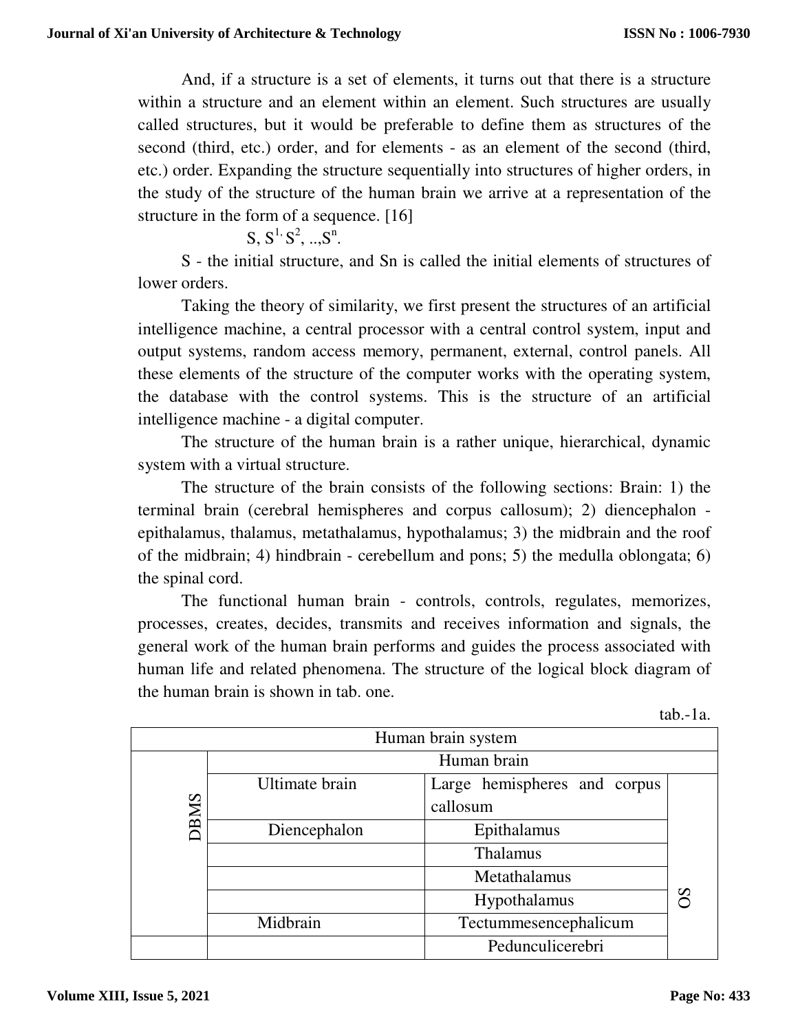And, if a structure is a set of elements, it turns out that there is a structure within a structure and an element within an element. Such structures are usually called structures, but it would be preferable to define them as structures of the second (third, etc.) order, and for elements - as an element of the second (third, etc.) order. Expanding the structure sequentially into structures of higher orders, in the study of the structure of the human brain we arrive at a representation of the structure in the form of a sequence. [16]

$$S, S^{1,} S^{2}, ..,S^{n}.$$

S - the initial structure, and Sn is called the initial elements of structures of lower orders.

Taking the theory of similarity, we first present the structures of an artificial intelligence machine, a central processor with a central control system, input and output systems, random access memory, permanent, external, control panels. All these elements of the structure of the computer works with the operating system, the database with the control systems. This is the structure of an artificial intelligence machine - a digital computer.

The structure of the human brain is a rather unique, hierarchical, dynamic system with a virtual structure.

The structure of the brain consists of the following sections: Brain: 1) the terminal brain (cerebral hemispheres and corpus callosum); 2) diencephalon - epithalamus, thalamus, metathalamus, hypothalamus; 3) the midbrain and the roof of the midbrain; 4) hindbrain - cerebellum and pons; 5) the medulla oblongata; 6) the spinal cord.

The functional human brain - controls, controls, regulates, memorizes, processes, creates, decides, transmits and receives information and signals, the general work of the human brain performs and guides the process associated with human life and related phenomena. The structure of the logical block diagram of the human brain is shown in tab. one.

tab.-1a.

| Human brain system | | | |
|---|---|---|---|
| DBMS | Human brain | | |
| | Ultimate brain | Large hemispheres and corpus callosum | OS |
| | Diencephalon | Epithalamus | |
| | | Thalamus | |
| | | Metathalamus | |
| | | Hypothalamus | |
| | Midbrain | Tectummesencephalicum | |
| | | Pedunculicerebri | |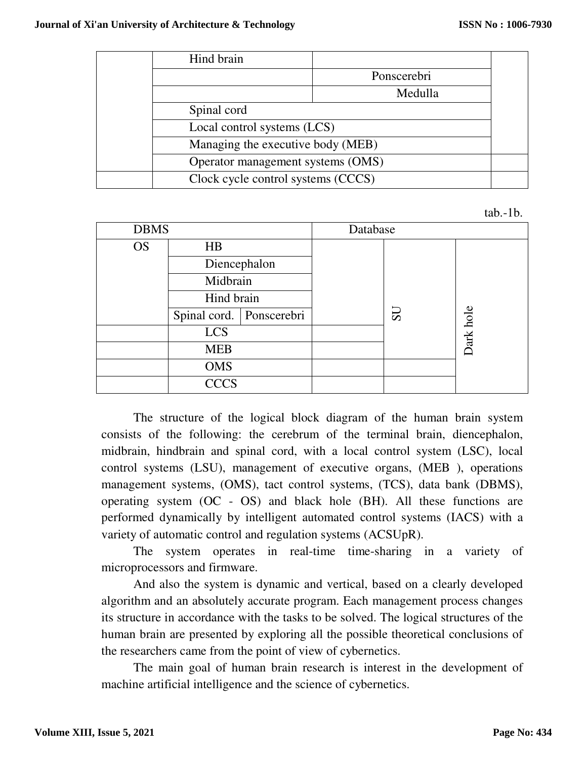| | Hind brain | | |
|---|---|---|---|
| | | Ponscerebri | |
| | | Medulla | |
| | Spinal cord | | |
| | Local control systems (LCS) | | |
| | Managing the executive body (MEB) | | |
| | Operator management systems (OMS) | | |
| | Clock cycle control systems (CCCS) | | |

tab.-1b.

| DBMS | | | Database | | |
|---|---|---|---|---|---|
| OS | HB | | | SU | Dark hole |
| | Diencephalon | | | | |
| | Midbrain | | | | |
| | Hind brain | | | | |
| | Spinal cord. | Ponscerebri | | | |
| | LCS | | | | |
| | MEB | | | | |
| | OMS | | | | |
| | CCCS | | | | |

The structure of the logical block diagram of the human brain system consists of the following: the cerebrum of the terminal brain, diencephalon, midbrain, hindbrain and spinal cord, with a local control system (LSC), local control systems (LSU), management of executive organs, (MEB ), operations management systems, (OMS), tact control systems, (TCS), data bank (DBMS), operating system (OC - OS) and black hole (BH). All these functions are performed dynamically by intelligent automated control systems (IACS) with a variety of automatic control and regulation systems (ACSUpR).

The system operates in real-time time-sharing in a variety of microprocessors and firmware.

And also the system is dynamic and vertical, based on a clearly developed algorithm and an absolutely accurate program. Each management process changes its structure in accordance with the tasks to be solved. The logical structures of the human brain are presented by exploring all the possible theoretical conclusions of the researchers came from the point of view of cybernetics.

The main goal of human brain research is interest in the development of machine artificial intelligence and the science of cybernetics.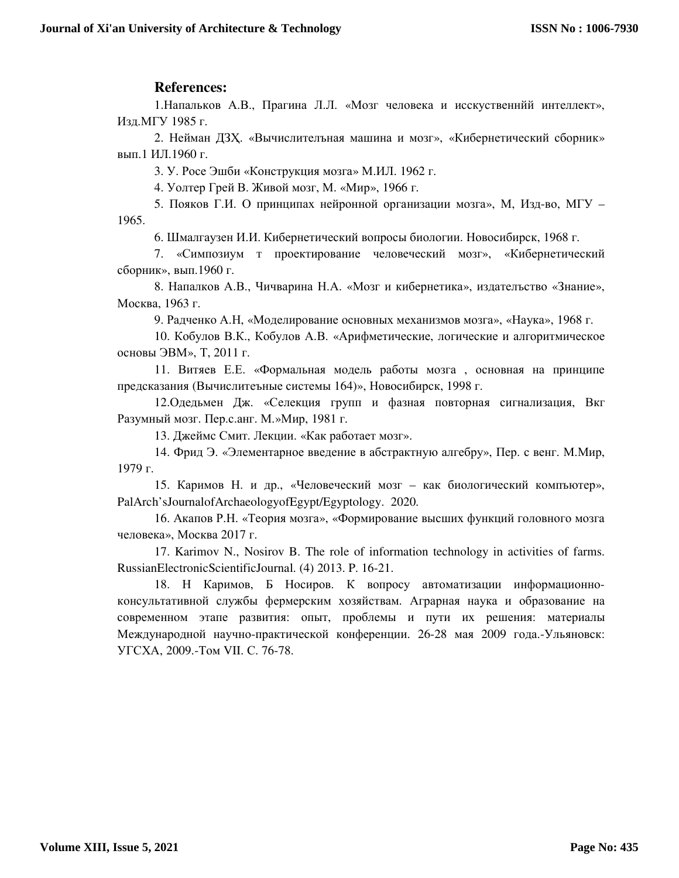## References:

1.Напальков А.В., Прагина Л.Л. «Мозг человека и исскуственнйй интеллект», Изд.МГУ 1985 г.

2. Нейман ДЗҲ. «Вычислителъная машина и мозг», «Кибернетический сборник» вып.1 ИЛ.1960 г.

3. У. Росе Эшби «Конструкция мозга» М.ИЛ. 1962 г.

4. Уолтер Грей В. Живой мозг, М. «Мир», 1966 г.

5. Пояков Г.И. О принципах нейронной организации мозга», М, Изд-во, МГУ – 1965.

6. Шмалгаузен И.И. Кибернетический вопросы биологии. Новосибирск, 1968 г.

7. «Симпозиум т проектирование человеческий мозг», «Кибернетический сборник», вып.1960 г.

8. Напалков А.В., Чичварина Н.А. «Мозг и кибернетика», издателъство «Знание», Москва, 1963 г.

9. Радченко А.Н, «Моделирование основных механизмов мозга», «Наука», 1968 г.

10. Кобулов В.К., Кобулов А.В. «Арифметические, логические и алгоритмическое основы ЭВМ», Т, 2011 г.

11. Витяев Е.Е. «Формальная модель работы мозга , основная на принципе предсказания (Вычислитеъные системы 164)», Новосибирск, 1998 г.

12.Одедьмен Дж. «Селекция групп и фазная повторная сигнализация, Вкг Разумный мозг. Пер.с.анг. М.»Мир, 1981 г.

13. Джеймс Смит. Лекции. «Как работает мозг».

14. Фрид Э. «Элементарное введение в абстрактную алгебру», Пер. с венг. М.Мир, 1979 г.

15. Каримов Н. и др., «Человеческий мозг – как биологический компъютер», PalArch'sJournalofArchaeologyofEgypt/Egyptology. 2020.

16. Акапов Р.Н. «Теория мозга», «Формирование высших функций головного мозга человека», Москва 2017 г.

17. Karimov N., Nosirov B. The role of information technology in activities of farms. RussianElectronicScientificJournal. (4) 2013. P. 16-21.

18. Н Каримов, Б Носиров. К вопросу автоматизации информационно-консультативной службы фермерским хозяйствам. Аграрная наука и образование на современном этапе развития: опыт, проблемы и пути их решения: материалы Международной научно-практической конференции. 26-28 мая 2009 года.-Ульяновск: УГСХА, 2009.-Том VII. С. 76-78.